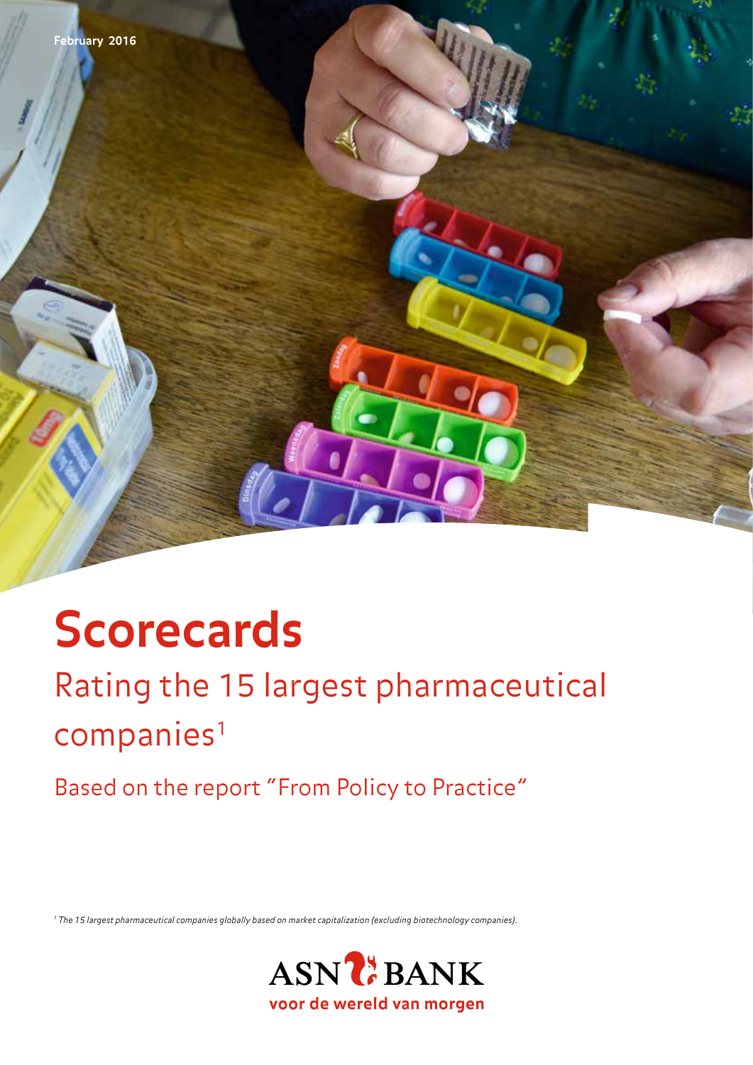February 2016

# Scorecards

## Rating the 15 largest pharmaceutical companies[1]

Based on the report "From Policy to Practice"

*[1] The 15 largest pharmaceutical companies globally based on market capitalization (excluding biotechnology companies).*

ASN BANK

voor de wereld van morgen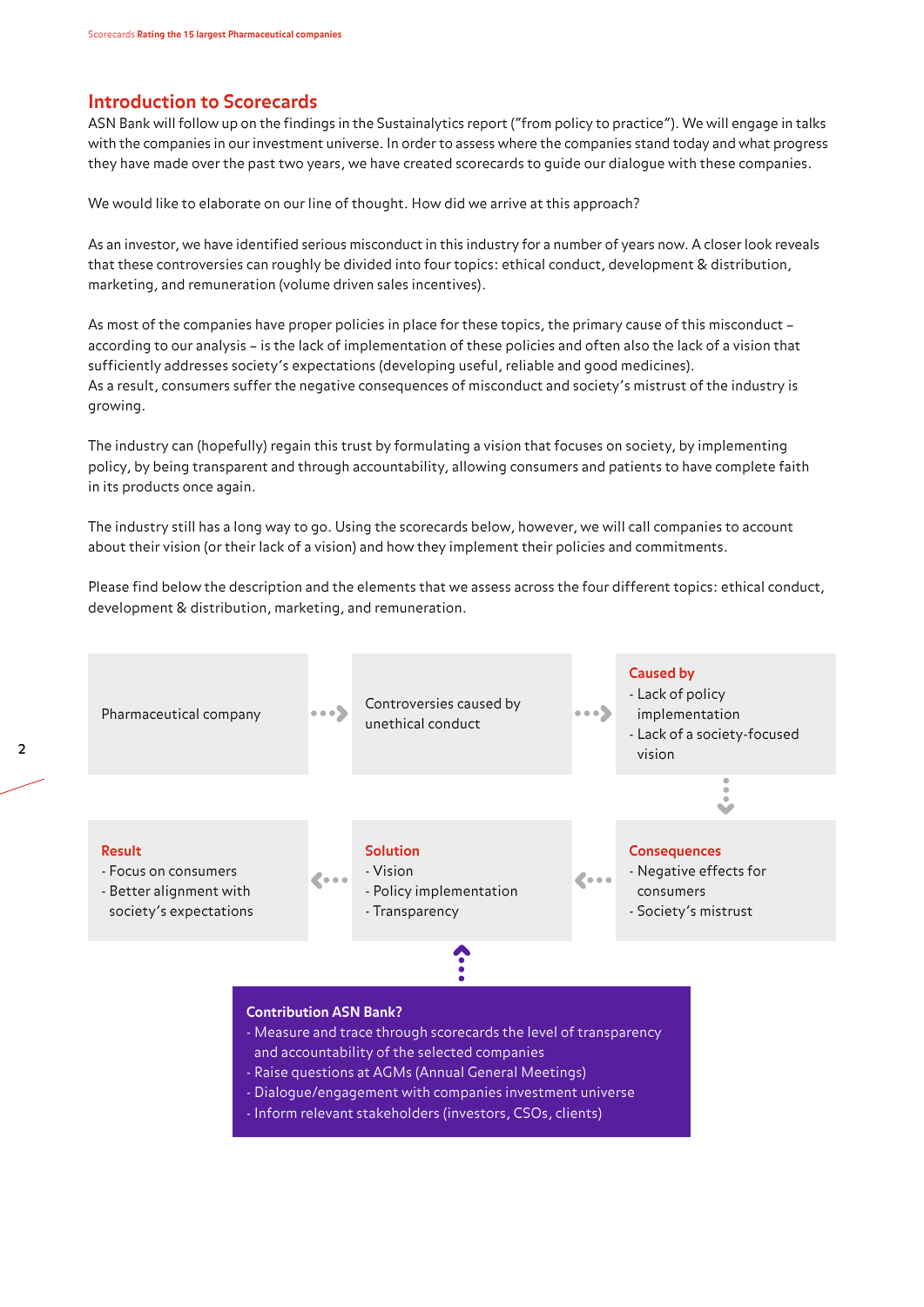## Introduction to Scorecards

ASN Bank will follow up on the findings in the Sustainalytics report ("from policy to practice"). We will engage in talks with the companies in our investment universe. In order to assess where the companies stand today and what progress they have made over the past two years, we have created scorecards to guide our dialogue with these companies.

We would like to elaborate on our line of thought. How did we arrive at this approach?

As an investor, we have identified serious misconduct in this industry for a number of years now. A closer look reveals that these controversies can roughly be divided into four topics: ethical conduct, development & distribution, marketing, and remuneration (volume driven sales incentives).

As most of the companies have proper policies in place for these topics, the primary cause of this misconduct – according to our analysis – is the lack of implementation of these policies and often also the lack of a vision that sufficiently addresses society's expectations (developing useful, reliable and good medicines).
As a result, consumers suffer the negative consequences of misconduct and society's mistrust of the industry is growing.

The industry can (hopefully) regain this trust by formulating a vision that focuses on society, by implementing policy, by being transparent and through accountability, allowing consumers and patients to have complete faith in its products once again.

The industry still has a long way to go. Using the scorecards below, however, we will call companies to account about their vision (or their lack of a vision) and how they implement their policies and commitments.

Please find below the description and the elements that we assess across the four different topics: ethical conduct, development & distribution, marketing, and remuneration.

Pharmaceutical company → Controversies caused by unethical conduct →

**Caused by**
- Lack of policy implementation
- Lack of a society-focused vision

↓

**Consequences**
- Negative effects for consumers
- Society's mistrust

←

**Solution**
- Vision
- Policy implementation
- Transparency

←

**Result**
- Focus on consumers
- Better alignment with society's expectations

**Contribution ASN Bank?**
- Measure and trace through scorecards the level of transparency and accountability of the selected companies
- Raise questions at AGMs (Annual General Meetings)
- Dialogue/engagement with companies investment universe
- Inform relevant stakeholders (investors, CSOs, clients)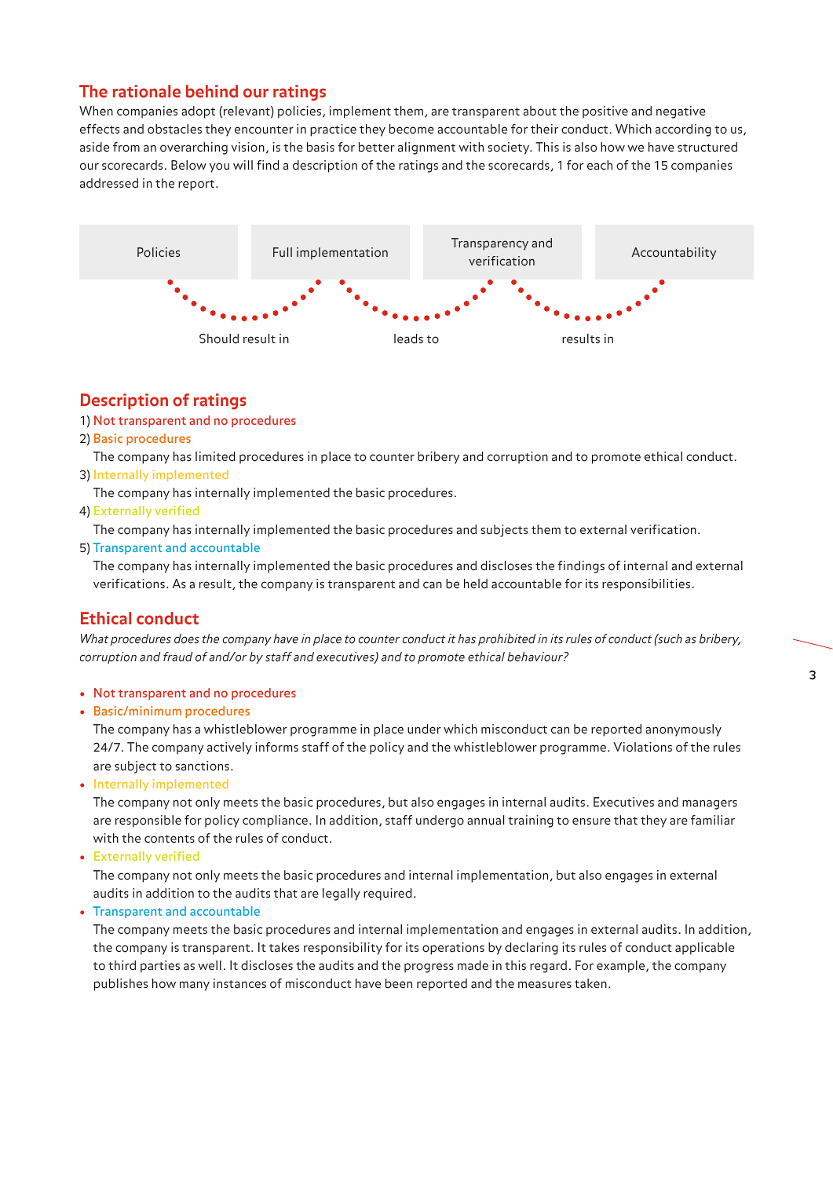## The rationale behind our ratings

When companies adopt (relevant) policies, implement them, are transparent about the positive and negative effects and obstacles they encounter in practice they become accountable for their conduct. Which according to us, aside from an overarching vision, is the basis for better alignment with society. This is also how we have structured our scorecards. Below you will find a description of the ratings and the scorecards, 1 for each of the 15 companies addressed in the report.

Policies — Should result in — Full implementation — leads to — Transparency and verification — results in — Accountability

## Description of ratings

1) Not transparent and no procedures
2) Basic procedures
   The company has limited procedures in place to counter bribery and corruption and to promote ethical conduct.
3) Internally implemented
   The company has internally implemented the basic procedures.
4) Externally verified
   The company has internally implemented the basic procedures and subjects them to external verification.
5) Transparent and accountable
   The company has internally implemented the basic procedures and discloses the findings of internal and external verifications. As a result, the company is transparent and can be held accountable for its responsibilities.

## Ethical conduct

*What procedures does the company have in place to counter conduct it has prohibited in its rules of conduct (such as bribery, corruption and fraud of and/or by staff and executives) and to promote ethical behaviour?*

- Not transparent and no procedures
- Basic/minimum procedures
  The company has a whistleblower programme in place under which misconduct can be reported anonymously 24/7. The company actively informs staff of the policy and the whistleblower programme. Violations of the rules are subject to sanctions.
- Internally implemented
  The company not only meets the basic procedures, but also engages in internal audits. Executives and managers are responsible for policy compliance. In addition, staff undergo annual training to ensure that they are familiar with the contents of the rules of conduct.
- Externally verified
  The company not only meets the basic procedures and internal implementation, but also engages in external audits in addition to the audits that are legally required.
- Transparent and accountable
  The company meets the basic procedures and internal implementation and engages in external audits. In addition, the company is transparent. It takes responsibility for its operations by declaring its rules of conduct applicable to third parties as well. It discloses the audits and the progress made in this regard. For example, the company publishes how many instances of misconduct have been reported and the measures taken.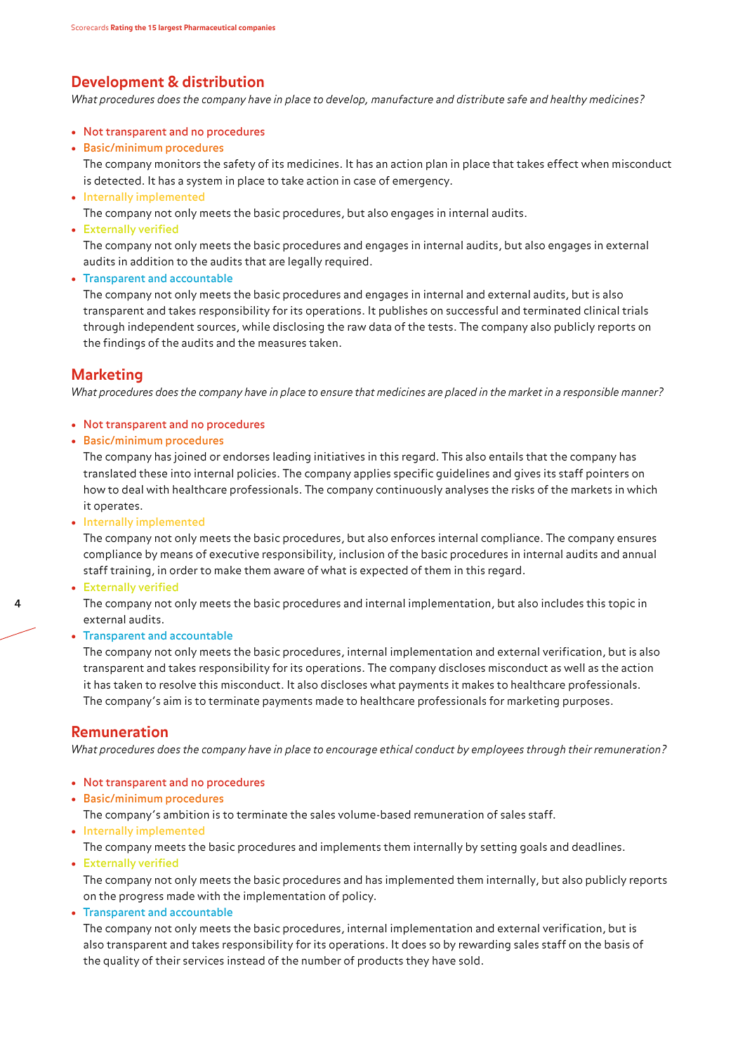## Development & distribution

*What procedures does the company have in place to develop, manufacture and distribute safe and healthy medicines?*

- Not transparent and no procedures
- Basic/minimum procedures
  The company monitors the safety of its medicines. It has an action plan in place that takes effect when misconduct is detected. It has a system in place to take action in case of emergency.
- Internally implemented
  The company not only meets the basic procedures, but also engages in internal audits.
- Externally verified
  The company not only meets the basic procedures and engages in internal audits, but also engages in external audits in addition to the audits that are legally required.
- Transparent and accountable
  The company not only meets the basic procedures and engages in internal and external audits, but is also transparent and takes responsibility for its operations. It publishes on successful and terminated clinical trials through independent sources, while disclosing the raw data of the tests. The company also publicly reports on the findings of the audits and the measures taken.

## Marketing

*What procedures does the company have in place to ensure that medicines are placed in the market in a responsible manner?*

- Not transparent and no procedures
- Basic/minimum procedures
  The company has joined or endorses leading initiatives in this regard. This also entails that the company has translated these into internal policies. The company applies specific guidelines and gives its staff pointers on how to deal with healthcare professionals. The company continuously analyses the risks of the markets in which it operates.
- Internally implemented
  The company not only meets the basic procedures, but also enforces internal compliance. The company ensures compliance by means of executive responsibility, inclusion of the basic procedures in internal audits and annual staff training, in order to make them aware of what is expected of them in this regard.
- Externally verified
  The company not only meets the basic procedures and internal implementation, but also includes this topic in external audits.
- Transparent and accountable
  The company not only meets the basic procedures, internal implementation and external verification, but is also transparent and takes responsibility for its operations. The company discloses misconduct as well as the action it has taken to resolve this misconduct. It also discloses what payments it makes to healthcare professionals. The company's aim is to terminate payments made to healthcare professionals for marketing purposes.

## Remuneration

*What procedures does the company have in place to encourage ethical conduct by employees through their remuneration?*

- Not transparent and no procedures
- Basic/minimum procedures
  The company's ambition is to terminate the sales volume-based remuneration of sales staff.
- Internally implemented
  The company meets the basic procedures and implements them internally by setting goals and deadlines.
- Externally verified
  The company not only meets the basic procedures and has implemented them internally, but also publicly reports on the progress made with the implementation of policy.
- Transparent and accountable
  The company not only meets the basic procedures, internal implementation and external verification, but is also transparent and takes responsibility for its operations. It does so by rewarding sales staff on the basis of the quality of their services instead of the number of products they have sold.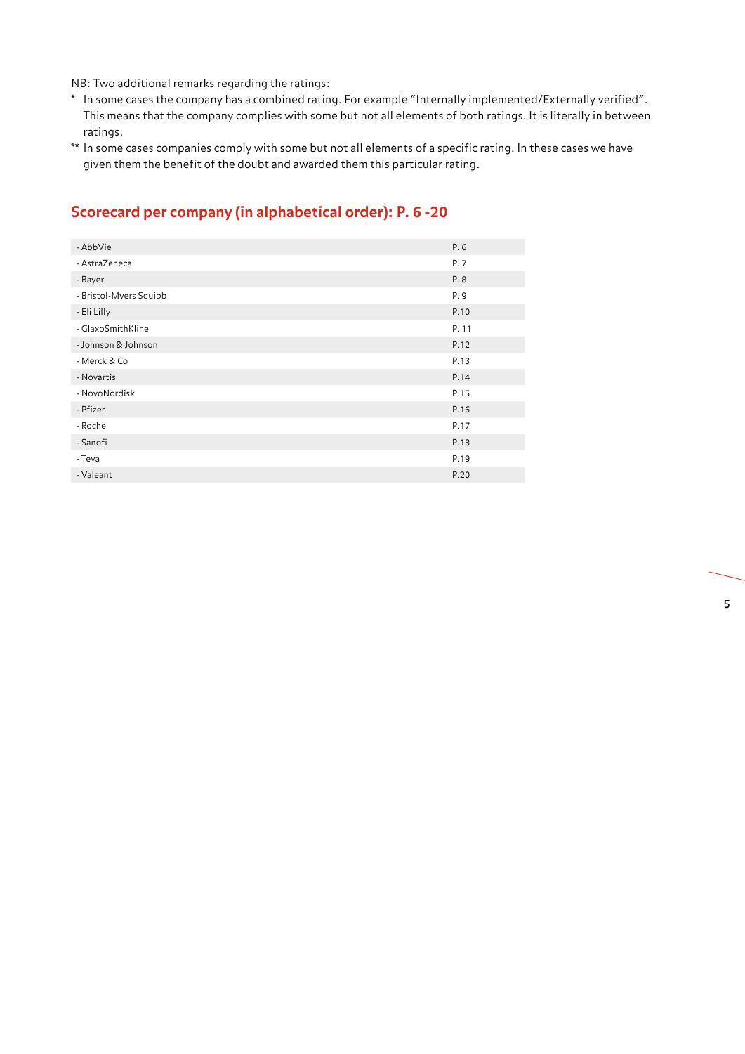NB: Two additional remarks regarding the ratings:

\* In some cases the company has a combined rating. For example "Internally implemented/Externally verified". This means that the company complies with some but not all elements of both ratings. It is literally in between ratings.

\*\* In some cases companies comply with some but not all elements of a specific rating. In these cases we have given them the benefit of the doubt and awarded them this particular rating.

## Scorecard per company (in alphabetical order): P. 6 -20

| | |
|---|---|
| - AbbVie | P. 6 |
| - AstraZeneca | P. 7 |
| - Bayer | P. 8 |
| - Bristol-Myers Squibb | P. 9 |
| - Eli Lilly | P.10 |
| - GlaxoSmithKline | P. 11 |
| - Johnson & Johnson | P.12 |
| - Merck & Co | P.13 |
| - Novartis | P.14 |
| - NovoNordisk | P.15 |
| - Pfizer | P.16 |
| - Roche | P.17 |
| - Sanofi | P.18 |
| - Teva | P.19 |
| - Valeant | P.20 |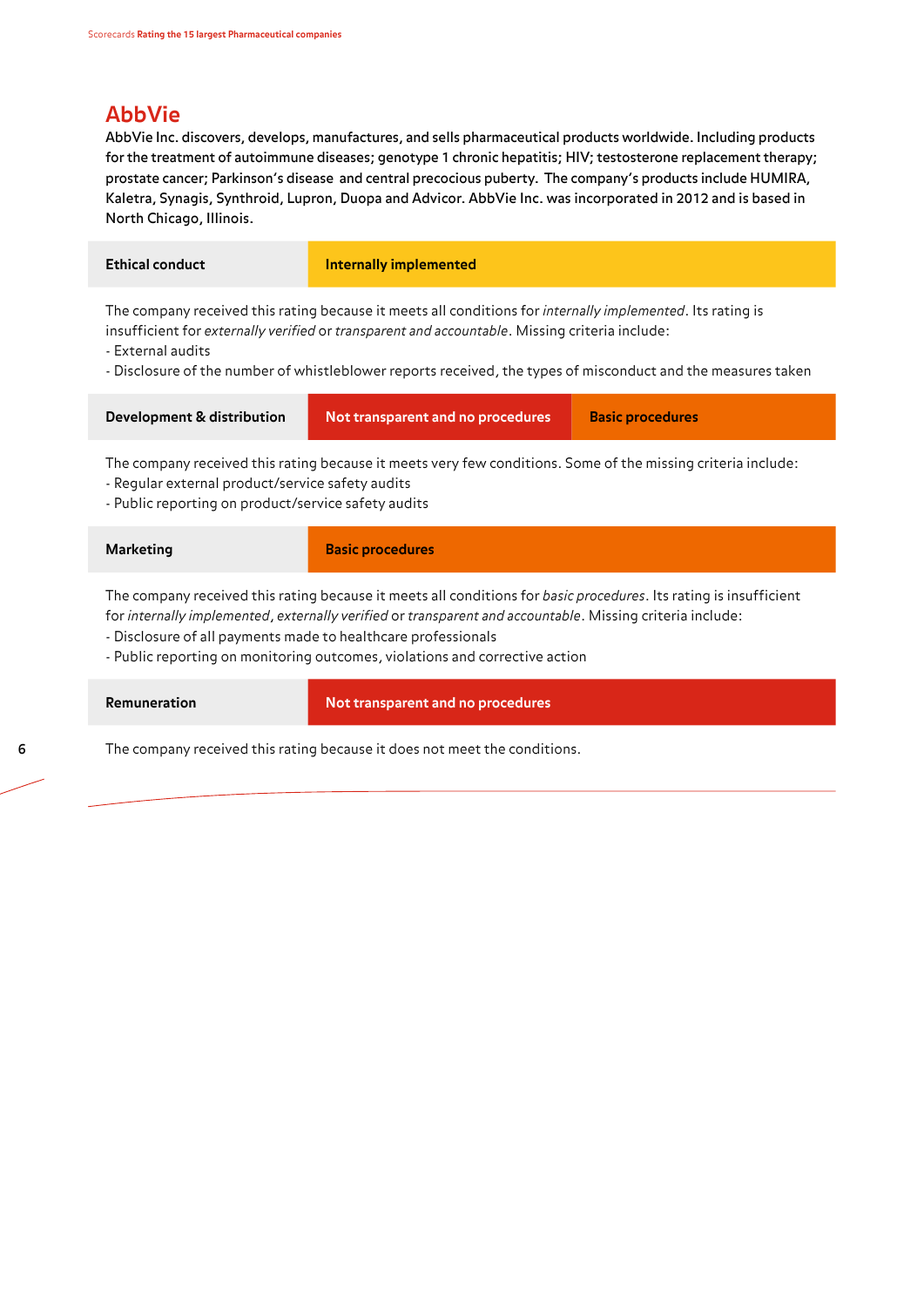## AbbVie

**AbbVie Inc. discovers, develops, manufactures, and sells pharmaceutical products worldwide. Including products for the treatment of autoimmune diseases; genotype 1 chronic hepatitis; HIV; testosterone replacement therapy; prostate cancer; Parkinson's disease and central precocious puberty. The company's products include HUMIRA, Kaletra, Synagis, Synthroid, Lupron, Duopa and Advicor. AbbVie Inc. was incorporated in 2012 and is based in North Chicago, Illinois.**

| **Ethical conduct** | **Internally implemented** |
|---|---|

The company received this rating because it meets all conditions for *internally implemented*. Its rating is insufficient for *externally verified* or *transparent and accountable*. Missing criteria include:
- External audits
- Disclosure of the number of whistleblower reports received, the types of misconduct and the measures taken

| **Development & distribution** | **Not transparent and no procedures** | **Basic procedures** |
|---|---|---|

The company received this rating because it meets very few conditions. Some of the missing criteria include:
- Regular external product/service safety audits
- Public reporting on product/service safety audits

| **Marketing** | **Basic procedures** |
|---|---|

The company received this rating because it meets all conditions for *basic procedures*. Its rating is insufficient for *internally implemented*, *externally verified* or *transparent and accountable*. Missing criteria include:
- Disclosure of all payments made to healthcare professionals
- Public reporting on monitoring outcomes, violations and corrective action

| **Remuneration** | **Not transparent and no procedures** |
|---|---|

The company received this rating because it does not meet the conditions.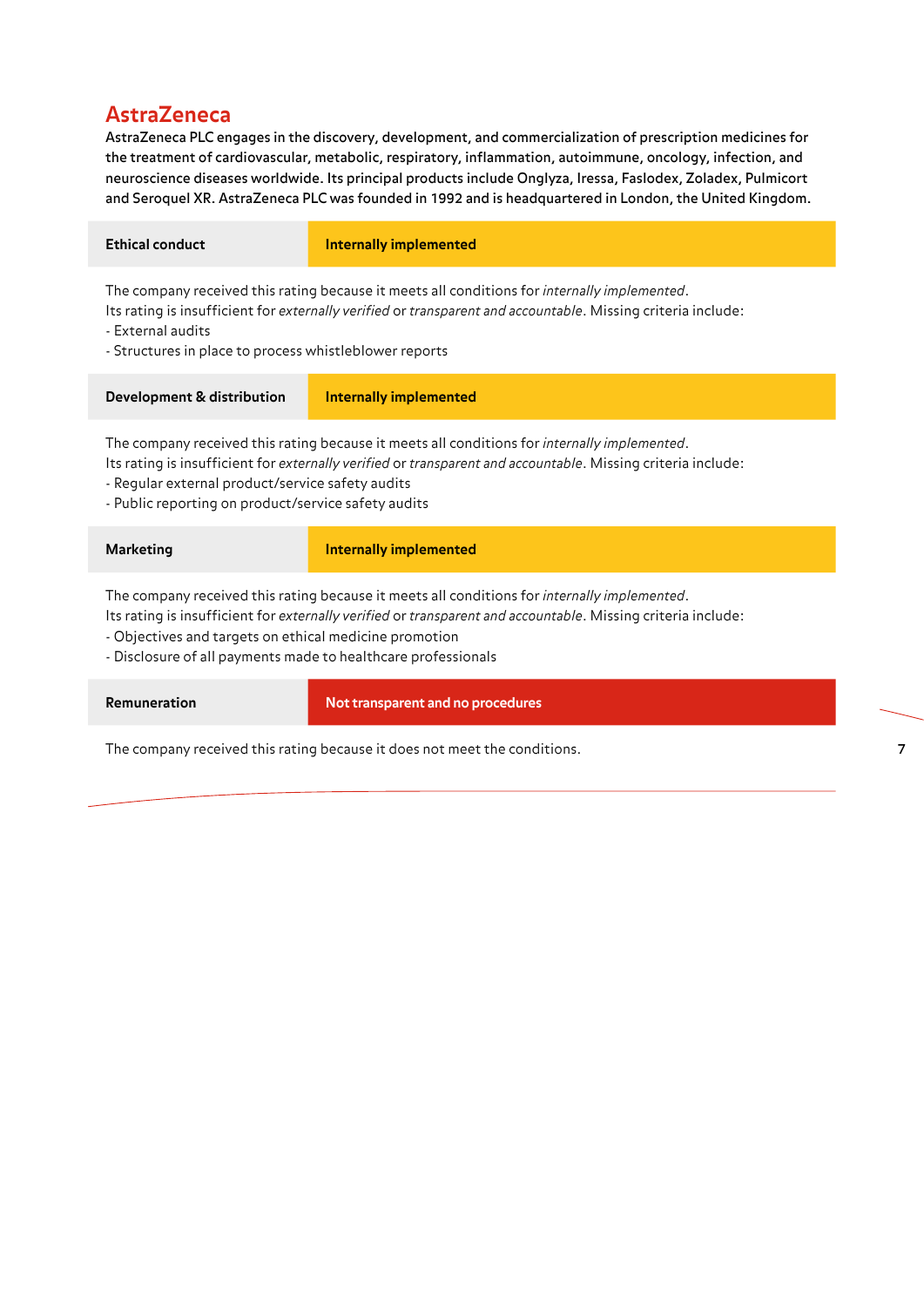## AstraZeneca

AstraZeneca PLC engages in the discovery, development, and commercialization of prescription medicines for the treatment of cardiovascular, metabolic, respiratory, inflammation, autoimmune, oncology, infection, and neuroscience diseases worldwide. Its principal products include Onglyza, Iressa, Faslodex, Zoladex, Pulmicort and Seroquel XR. AstraZeneca PLC was founded in 1992 and is headquartered in London, the United Kingdom.

| **Ethical conduct** | **Internally implemented** |
|---|---|

The company received this rating because it meets all conditions for *internally implemented*.
Its rating is insufficient for *externally verified* or *transparent and accountable*. Missing criteria include:
- External audits
- Structures in place to process whistleblower reports

| **Development & distribution** | **Internally implemented** |
|---|---|

The company received this rating because it meets all conditions for *internally implemented*.
Its rating is insufficient for *externally verified* or *transparent and accountable*. Missing criteria include:
- Regular external product/service safety audits
- Public reporting on product/service safety audits

| **Marketing** | **Internally implemented** |
|---|---|

The company received this rating because it meets all conditions for *internally implemented*.
Its rating is insufficient for *externally verified* or *transparent and accountable*. Missing criteria include:
- Objectives and targets on ethical medicine promotion
- Disclosure of all payments made to healthcare professionals

| **Remuneration** | **Not transparent and no procedures** |
|---|---|

The company received this rating because it does not meet the conditions.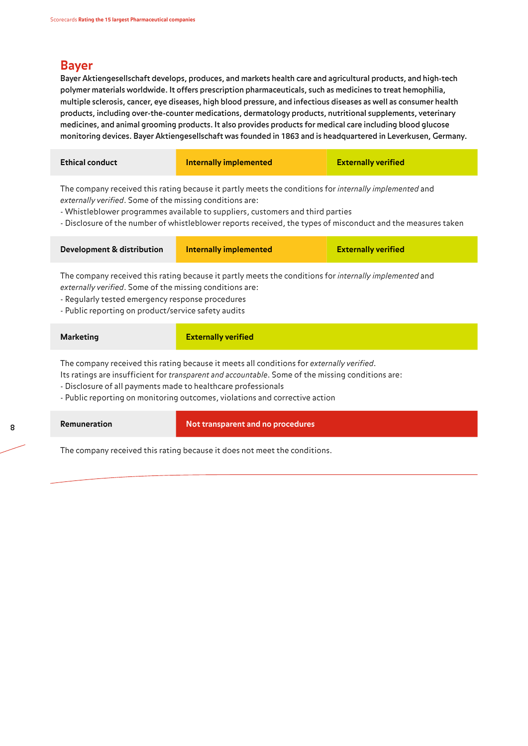## Bayer

**Bayer Aktiengesellschaft develops, produces, and markets health care and agricultural products, and high-tech polymer materials worldwide. It offers prescription pharmaceuticals, such as medicines to treat hemophilia, multiple sclerosis, cancer, eye diseases, high blood pressure, and infectious diseases as well as consumer health products, including over-the-counter medications, dermatology products, nutritional supplements, veterinary medicines, and animal grooming products. It also provides products for medical care including blood glucose monitoring devices. Bayer Aktiengesellschaft was founded in 1863 and is headquartered in Leverkusen, Germany.**

| **Ethical conduct** | **Internally implemented** | **Externally verified** |
|---|---|---|

The company received this rating because it partly meets the conditions for *internally implemented* and *externally verified*. Some of the missing conditions are:
- Whistleblower programmes available to suppliers, customers and third parties
- Disclosure of the number of whistleblower reports received, the types of misconduct and the measures taken

| **Development & distribution** | **Internally implemented** | **Externally verified** |
|---|---|---|

The company received this rating because it partly meets the conditions for *internally implemented* and *externally verified*. Some of the missing conditions are:
- Regularly tested emergency response procedures
- Public reporting on product/service safety audits

| **Marketing** | **Externally verified** |
|---|---|

The company received this rating because it meets all conditions for *externally verified*.
Its ratings are insufficient for *transparent and accountable*. Some of the missing conditions are:
- Disclosure of all payments made to healthcare professionals
- Public reporting on monitoring outcomes, violations and corrective action

| **Remuneration** | **Not transparent and no procedures** |
|---|---|

The company received this rating because it does not meet the conditions.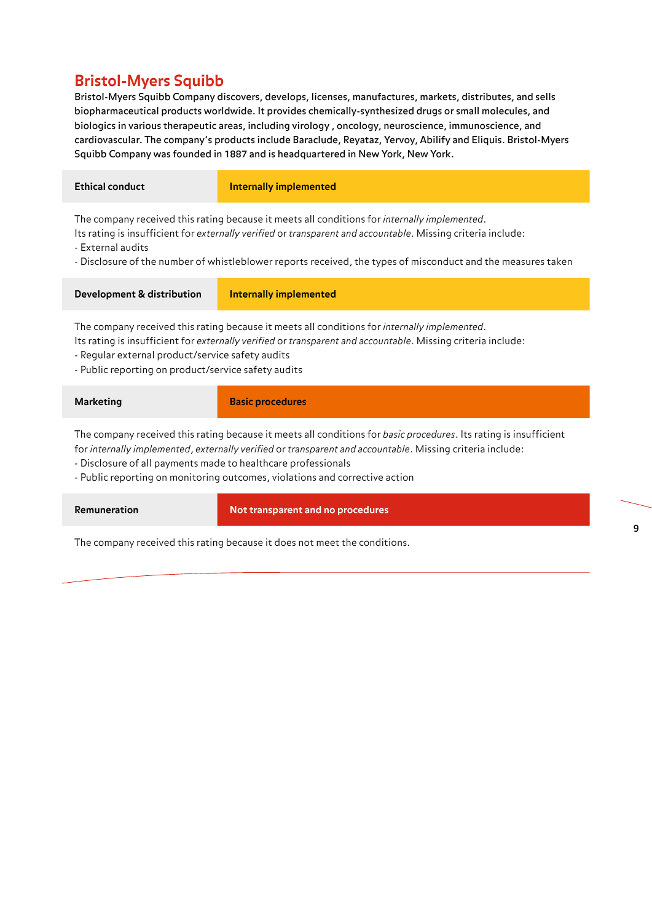## Bristol-Myers Squibb

**Bristol-Myers Squibb Company discovers, develops, licenses, manufactures, markets, distributes, and sells biopharmaceutical products worldwide. It provides chemically-synthesized drugs or small molecules, and biologics in various therapeutic areas, including virology , oncology, neuroscience, immunoscience, and cardiovascular. The company's products include Baraclude, Reyataz, Yervoy, Abilify and Eliquis. Bristol-Myers Squibb Company was founded in 1887 and is headquartered in New York, New York.**

| **Ethical conduct** | **Internally implemented** |
|---|---|

The company received this rating because it meets all conditions for *internally implemented*.
Its rating is insufficient for *externally verified* or *transparent and accountable*. Missing criteria include:
- External audits
- Disclosure of the number of whistleblower reports received, the types of misconduct and the measures taken

| **Development & distribution** | **Internally implemented** |
|---|---|

The company received this rating because it meets all conditions for *internally implemented*.
Its rating is insufficient for *externally verified* or *transparent and accountable*. Missing criteria include:
- Regular external product/service safety audits
- Public reporting on product/service safety audits

| **Marketing** | **Basic procedures** |
|---|---|

The company received this rating because it meets all conditions for *basic procedures*. Its rating is insufficient for *internally implemented*, *externally verified* or *transparent and accountable*. Missing criteria include:
- Disclosure of all payments made to healthcare professionals
- Public reporting on monitoring outcomes, violations and corrective action

| **Remuneration** | **Not transparent and no procedures** |
|---|---|

The company received this rating because it does not meet the conditions.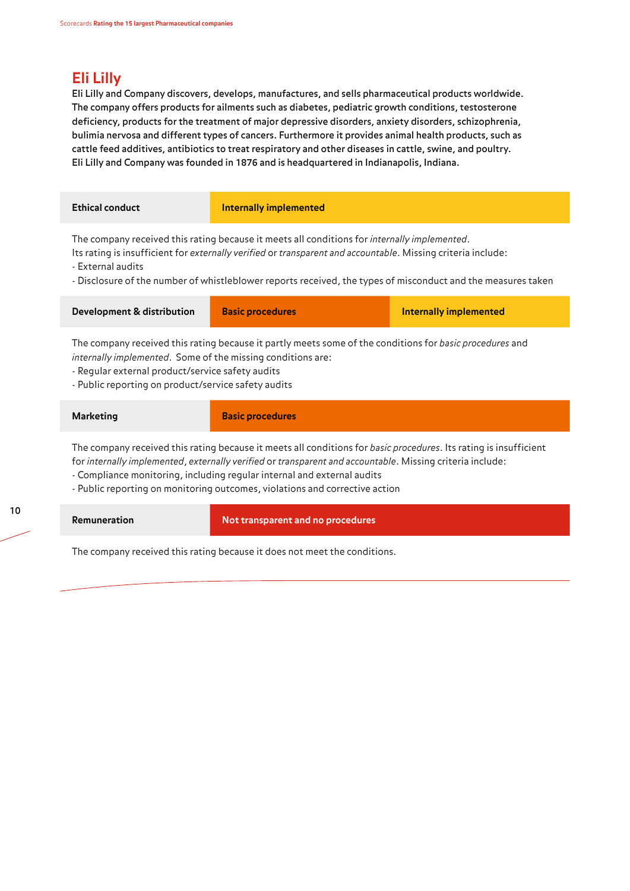## Eli Lilly

**Eli Lilly and Company discovers, develops, manufactures, and sells pharmaceutical products worldwide. The company offers products for ailments such as diabetes, pediatric growth conditions, testosterone deficiency, products for the treatment of major depressive disorders, anxiety disorders, schizophrenia, bulimia nervosa and different types of cancers. Furthermore it provides animal health products, such as cattle feed additives, antibiotics to treat respiratory and other diseases in cattle, swine, and poultry. Eli Lilly and Company was founded in 1876 and is headquartered in Indianapolis, Indiana.**

| **Ethical conduct** | **Internally implemented** |
|---|---|

The company received this rating because it meets all conditions for *internally implemented*. Its rating is insufficient for *externally verified* or *transparent and accountable*. Missing criteria include:
- External audits
- Disclosure of the number of whistleblower reports received, the types of misconduct and the measures taken

| **Development & distribution** | **Basic procedures** | **Internally implemented** |
|---|---|---|

The company received this rating because it partly meets some of the conditions for *basic procedures* and *internally implemented*. Some of the missing conditions are:
- Regular external product/service safety audits
- Public reporting on product/service safety audits

| **Marketing** | **Basic procedures** |
|---|---|

The company received this rating because it meets all conditions for *basic procedures*. Its rating is insufficient for *internally implemented*, *externally verified* or *transparent and accountable*. Missing criteria include:
- Compliance monitoring, including regular internal and external audits
- Public reporting on monitoring outcomes, violations and corrective action

| **Remuneration** | **Not transparent and no procedures** |
|---|---|

The company received this rating because it does not meet the conditions.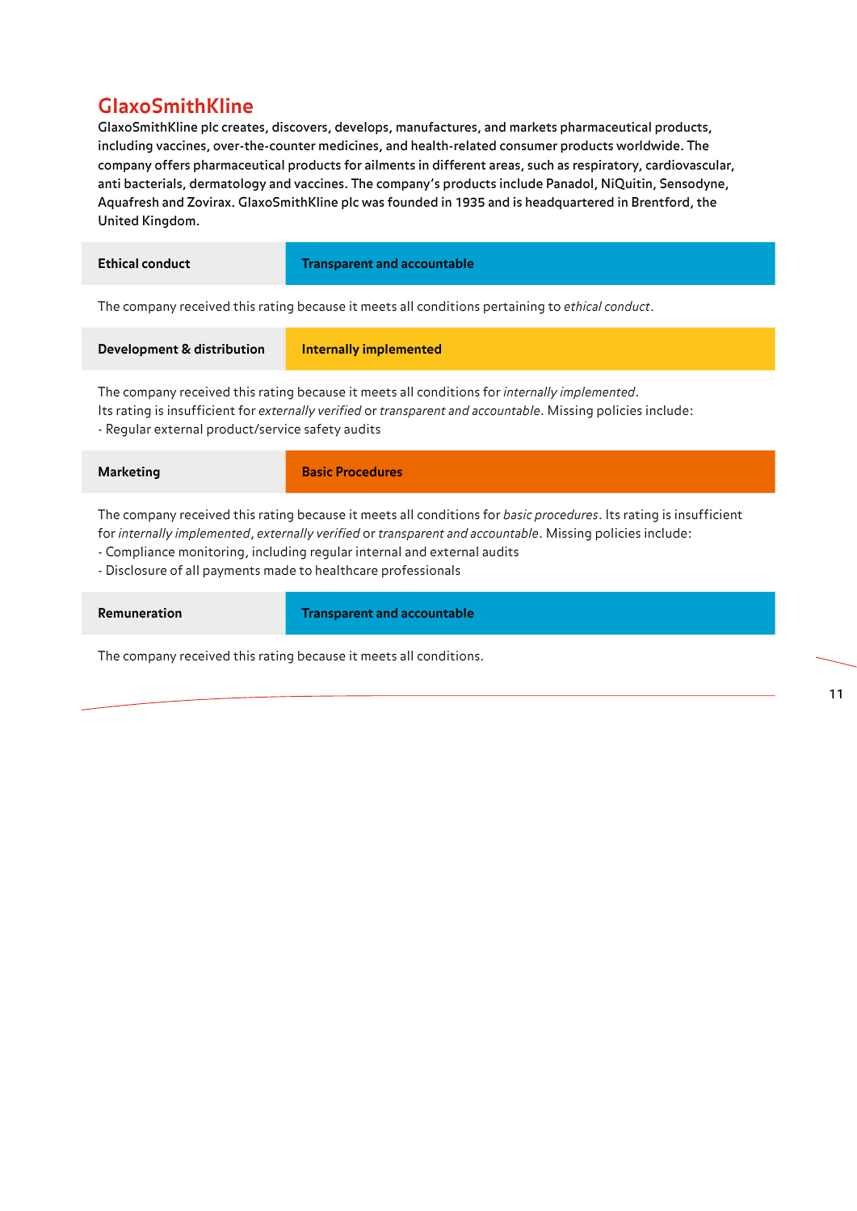## GlaxoSmithKline

GlaxoSmithKline plc creates, discovers, develops, manufactures, and markets pharmaceutical products, including vaccines, over-the-counter medicines, and health-related consumer products worldwide. The company offers pharmaceutical products for ailments in different areas, such as respiratory, cardiovascular, anti bacterials, dermatology and vaccines. The company's products include Panadol, NiQuitin, Sensodyne, Aquafresh and Zovirax. GlaxoSmithKline plc was founded in 1935 and is headquartered in Brentford, the United Kingdom.

| **Ethical conduct** | **Transparent and accountable** |
|---|---|

The company received this rating because it meets all conditions pertaining to *ethical conduct*.

| **Development & distribution** | **Internally implemented** |
|---|---|

The company received this rating because it meets all conditions for *internally implemented*.
Its rating is insufficient for *externally verified* or *transparent and accountable*. Missing policies include:
- Regular external product/service safety audits

| **Marketing** | **Basic Procedures** |
|---|---|

The company received this rating because it meets all conditions for *basic procedures*. Its rating is insufficient for *internally implemented*, *externally verified* or *transparent and accountable*. Missing policies include:
- Compliance monitoring, including regular internal and external audits
- Disclosure of all payments made to healthcare professionals

| **Remuneration** | **Transparent and accountable** |
|---|---|

The company received this rating because it meets all conditions.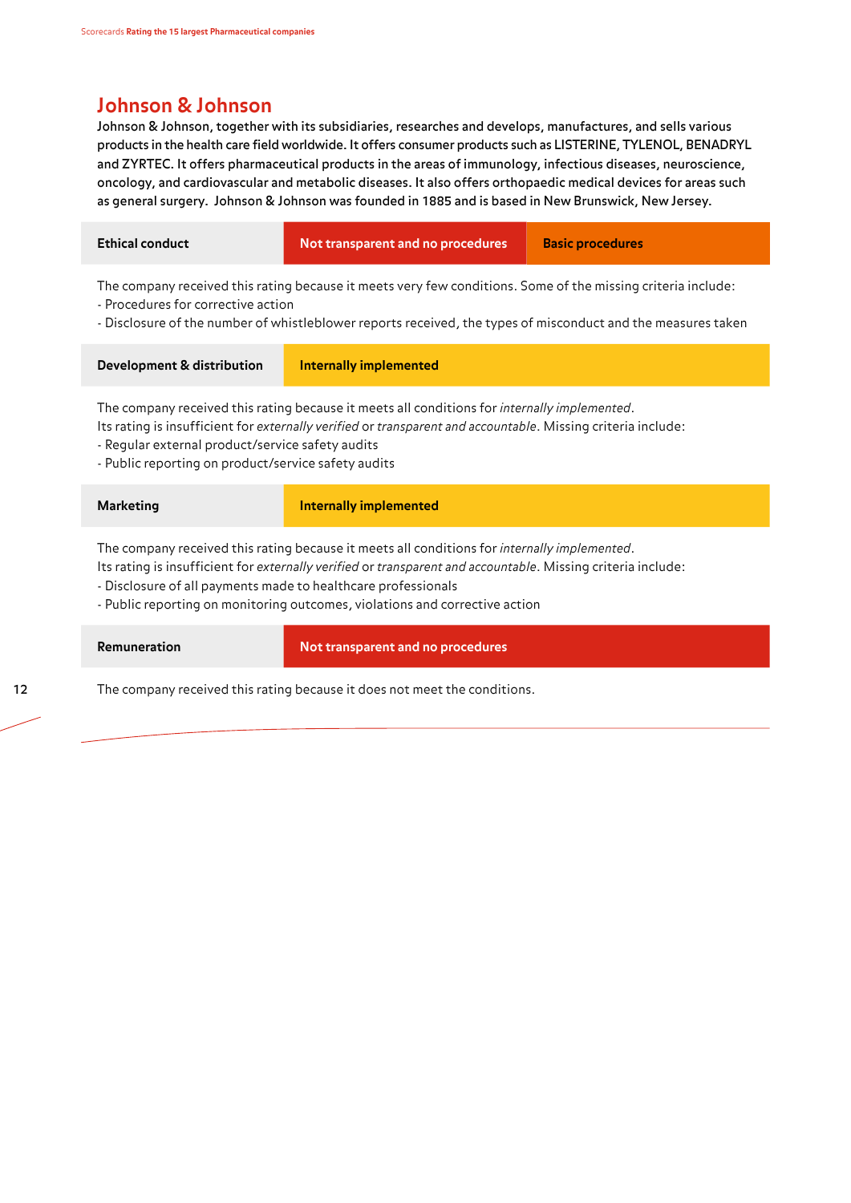## Johnson & Johnson

**Johnson & Johnson, together with its subsidiaries, researches and develops, manufactures, and sells various products in the health care field worldwide. It offers consumer products such as LISTERINE, TYLENOL, BENADRYL and ZYRTEC. It offers pharmaceutical products in the areas of immunology, infectious diseases, neuroscience, oncology, and cardiovascular and metabolic diseases. It also offers orthopaedic medical devices for areas such as general surgery. Johnson & Johnson was founded in 1885 and is based in New Brunswick, New Jersey.**

| **Ethical conduct** | **Not transparent and no procedures** | **Basic procedures** |
|---|---|---|

The company received this rating because it meets very few conditions. Some of the missing criteria include:
- Procedures for corrective action
- Disclosure of the number of whistleblower reports received, the types of misconduct and the measures taken

| **Development & distribution** | **Internally implemented** |
|---|---|

The company received this rating because it meets all conditions for *internally implemented*.
Its rating is insufficient for *externally verified* or *transparent and accountable*. Missing criteria include:
- Regular external product/service safety audits
- Public reporting on product/service safety audits

| **Marketing** | **Internally implemented** |
|---|---|

The company received this rating because it meets all conditions for *internally implemented*.
Its rating is insufficient for *externally verified* or *transparent and accountable*. Missing criteria include:
- Disclosure of all payments made to healthcare professionals
- Public reporting on monitoring outcomes, violations and corrective action

| **Remuneration** | **Not transparent and no procedures** |
|---|---|

The company received this rating because it does not meet the conditions.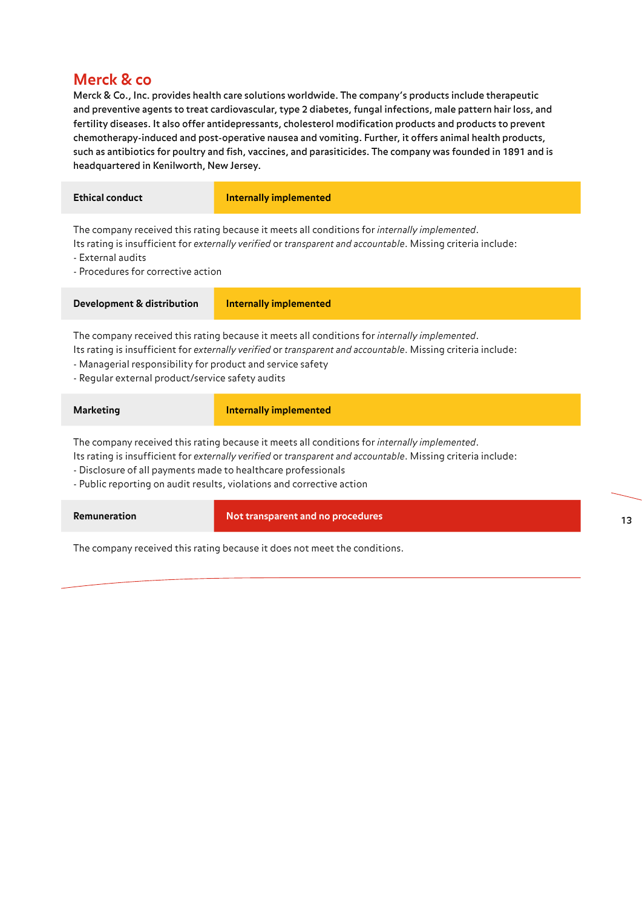## Merck & co

**Merck & Co., Inc. provides health care solutions worldwide. The company's products include therapeutic and preventive agents to treat cardiovascular, type 2 diabetes, fungal infections, male pattern hair loss, and fertility diseases. It also offer antidepressants, cholesterol modification products and products to prevent chemotherapy-induced and post-operative nausea and vomiting. Further, it offers animal health products, such as antibiotics for poultry and fish, vaccines, and parasiticides. The company was founded in 1891 and is headquartered in Kenilworth, New Jersey.**

| **Ethical conduct** | **Internally implemented** |
|---|---|

The company received this rating because it meets all conditions for *internally implemented*.
Its rating is insufficient for *externally verified* or *transparent and accountable*. Missing criteria include:
- External audits
- Procedures for corrective action

| **Development & distribution** | **Internally implemented** |
|---|---|

The company received this rating because it meets all conditions for *internally implemented*.
Its rating is insufficient for *externally verified* or *transparent and accountable*. Missing criteria include:
- Managerial responsibility for product and service safety
- Regular external product/service safety audits

| **Marketing** | **Internally implemented** |
|---|---|

The company received this rating because it meets all conditions for *internally implemented*.
Its rating is insufficient for *externally verified* or *transparent and accountable*. Missing criteria include:
- Disclosure of all payments made to healthcare professionals
- Public reporting on audit results, violations and corrective action

| **Remuneration** | **Not transparent and no procedures** |
|---|---|

The company received this rating because it does not meet the conditions.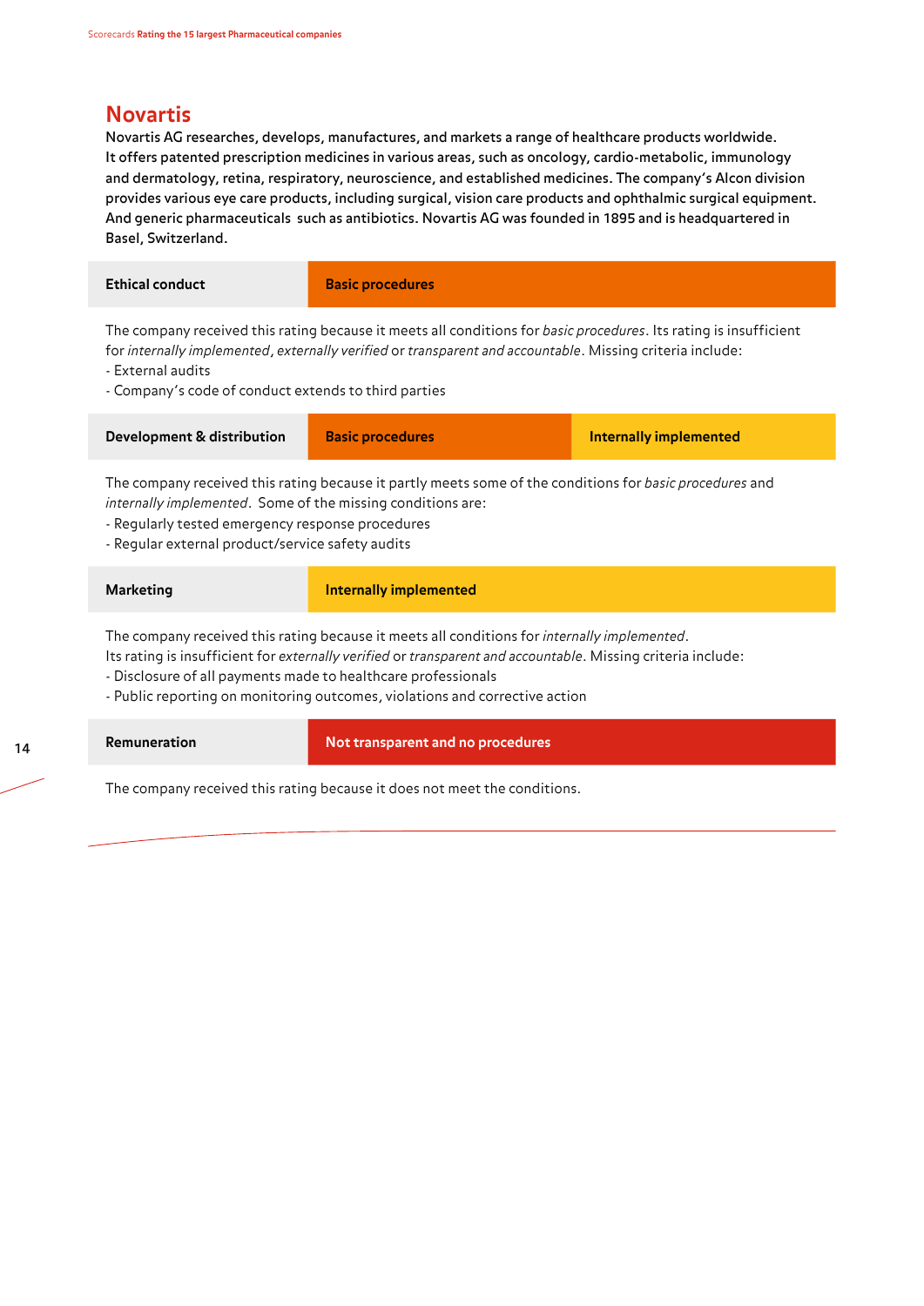## Novartis

Novartis AG researches, develops, manufactures, and markets a range of healthcare products worldwide. It offers patented prescription medicines in various areas, such as oncology, cardio-metabolic, immunology and dermatology, retina, respiratory, neuroscience, and established medicines. The company's Alcon division provides various eye care products, including surgical, vision care products and ophthalmic surgical equipment. And generic pharmaceuticals such as antibiotics. Novartis AG was founded in 1895 and is headquartered in Basel, Switzerland.

| **Ethical conduct** | **Basic procedures** |
|---|---|

The company received this rating because it meets all conditions for *basic procedures*. Its rating is insufficient for *internally implemented*, *externally verified* or *transparent and accountable*. Missing criteria include:
- External audits
- Company's code of conduct extends to third parties

| **Development & distribution** | **Basic procedures** | **Internally implemented** |
|---|---|---|

The company received this rating because it partly meets some of the conditions for *basic procedures* and *internally implemented*. Some of the missing conditions are:
- Regularly tested emergency response procedures
- Regular external product/service safety audits

| **Marketing** | **Internally implemented** |
|---|---|

The company received this rating because it meets all conditions for *internally implemented*.
Its rating is insufficient for *externally verified* or *transparent and accountable*. Missing criteria include:
- Disclosure of all payments made to healthcare professionals
- Public reporting on monitoring outcomes, violations and corrective action

| **Remuneration** | **Not transparent and no procedures** |
|---|---|

The company received this rating because it does not meet the conditions.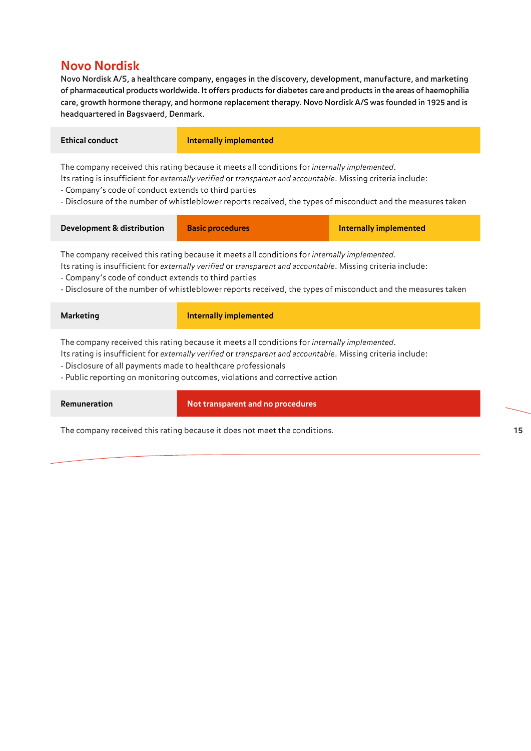## Novo Nordisk

**Novo Nordisk A/S, a healthcare company, engages in the discovery, development, manufacture, and marketing of pharmaceutical products worldwide. It offers products for diabetes care and products in the areas of haemophilia care, growth hormone therapy, and hormone replacement therapy. Novo Nordisk A/S was founded in 1925 and is headquartered in Bagsvaerd, Denmark.**

| **Ethical conduct** | **Internally implemented** |
|---|---|

The company received this rating because it meets all conditions for *internally implemented*.
Its rating is insufficient for *externally verified* or *transparent and accountable*. Missing criteria include:
- Company's code of conduct extends to third parties
- Disclosure of the number of whistleblower reports received, the types of misconduct and the measures taken

| **Development & distribution** | **Basic procedures** | **Internally implemented** |
|---|---|---|

The company received this rating because it meets all conditions for *internally implemented*.
Its rating is insufficient for *externally verified* or *transparent and accountable*. Missing criteria include:
- Company's code of conduct extends to third parties
- Disclosure of the number of whistleblower reports received, the types of misconduct and the measures taken

| **Marketing** | **Internally implemented** |
|---|---|

The company received this rating because it meets all conditions for *internally implemented*.
Its rating is insufficient for *externally verified* or *transparent and accountable*. Missing criteria include:
- Disclosure of all payments made to healthcare professionals
- Public reporting on monitoring outcomes, violations and corrective action

| **Remuneration** | **Not transparent and no procedures** |
|---|---|

The company received this rating because it does not meet the conditions.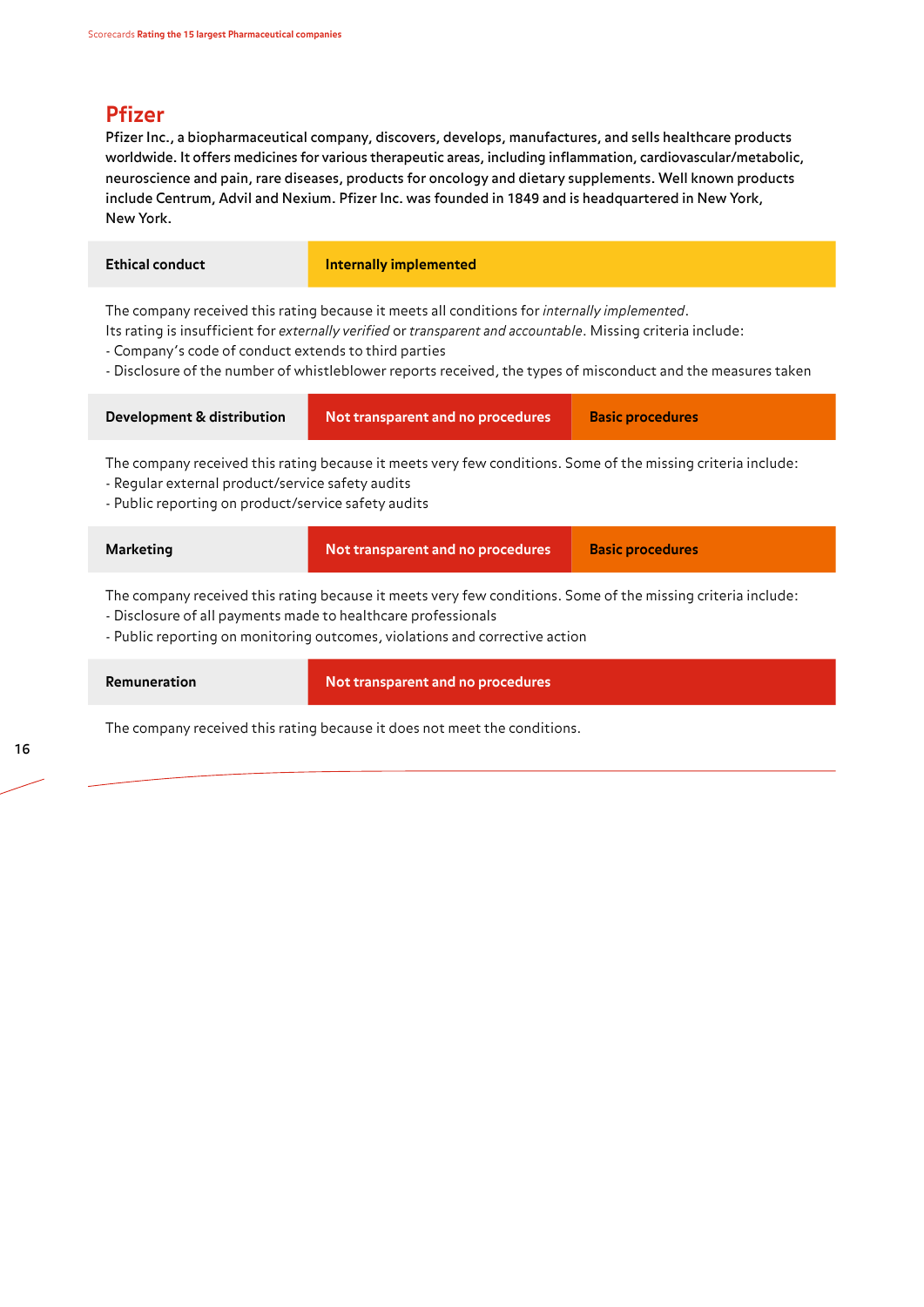## Pfizer

**Pfizer Inc., a biopharmaceutical company, discovers, develops, manufactures, and sells healthcare products worldwide. It offers medicines for various therapeutic areas, including inflammation, cardiovascular/metabolic, neuroscience and pain, rare diseases, products for oncology and dietary supplements. Well known products include Centrum, Advil and Nexium. Pfizer Inc. was founded in 1849 and is headquartered in New York, New York.**

| **Ethical conduct** | **Internally implemented** |
|---|---|

The company received this rating because it meets all conditions for *internally implemented*.
Its rating is insufficient for *externally verified* or *transparent and accountable*. Missing criteria include:
- Company's code of conduct extends to third parties
- Disclosure of the number of whistleblower reports received, the types of misconduct and the measures taken

| **Development & distribution** | **Not transparent and no procedures** | **Basic procedures** |
|---|---|---|

The company received this rating because it meets very few conditions. Some of the missing criteria include:
- Regular external product/service safety audits
- Public reporting on product/service safety audits

| **Marketing** | **Not transparent and no procedures** | **Basic procedures** |
|---|---|---|

The company received this rating because it meets very few conditions. Some of the missing criteria include:
- Disclosure of all payments made to healthcare professionals
- Public reporting on monitoring outcomes, violations and corrective action

| **Remuneration** | **Not transparent and no procedures** |
|---|---|

The company received this rating because it does not meet the conditions.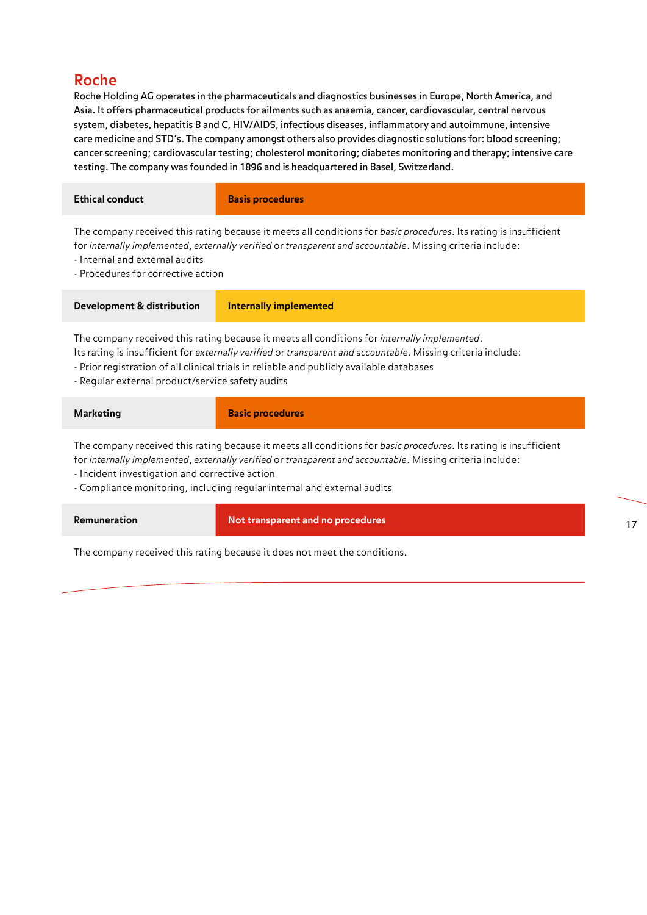## Roche

**Roche Holding AG operates in the pharmaceuticals and diagnostics businesses in Europe, North America, and Asia. It offers pharmaceutical products for ailments such as anaemia, cancer, cardiovascular, central nervous system, diabetes, hepatitis B and C, HIV/AIDS, infectious diseases, inflammatory and autoimmune, intensive care medicine and STD's. The company amongst others also provides diagnostic solutions for: blood screening; cancer screening; cardiovascular testing; cholesterol monitoring; diabetes monitoring and therapy; intensive care testing. The company was founded in 1896 and is headquartered in Basel, Switzerland.**

| **Ethical conduct** | **Basis procedures** |
|---|---|

The company received this rating because it meets all conditions for *basic procedures*. Its rating is insufficient for *internally implemented*, *externally verified* or *transparent and accountable*. Missing criteria include:
- Internal and external audits
- Procedures for corrective action

| **Development & distribution** | **Internally implemented** |
|---|---|

The company received this rating because it meets all conditions for *internally implemented*.
Its rating is insufficient for *externally verified* or *transparent and accountable*. Missing criteria include:
- Prior registration of all clinical trials in reliable and publicly available databases
- Regular external product/service safety audits

| **Marketing** | **Basic procedures** |
|---|---|

The company received this rating because it meets all conditions for *basic procedures*. Its rating is insufficient for *internally implemented*, *externally verified* or *transparent and accountable*. Missing criteria include:
- Incident investigation and corrective action
- Compliance monitoring, including regular internal and external audits

| **Remuneration** | **Not transparent and no procedures** |
|---|---|

The company received this rating because it does not meet the conditions.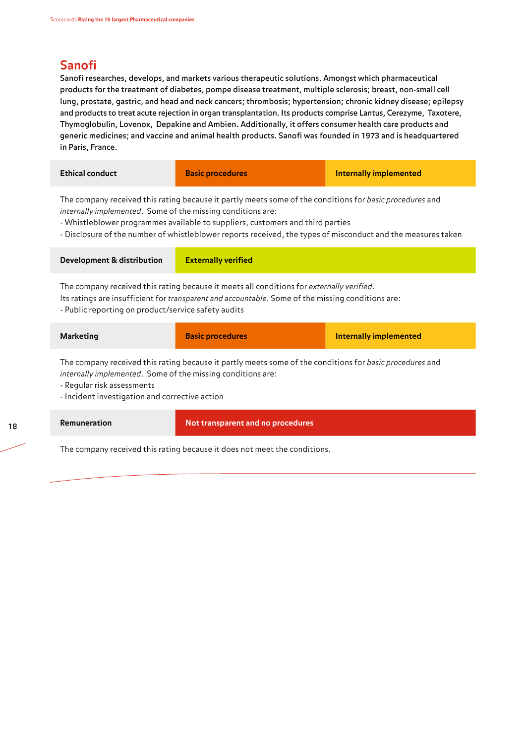## Sanofi

**Sanofi researches, develops, and markets various therapeutic solutions. Amongst which pharmaceutical products for the treatment of diabetes, pompe disease treatment, multiple sclerosis; breast, non-small cell lung, prostate, gastric, and head and neck cancers; thrombosis; hypertension; chronic kidney disease; epilepsy and products to treat acute rejection in organ transplantation. Its products comprise Lantus, Cerezyme, Taxotere, Thymoglobulin, Lovenox, Depakine and Ambien. Additionally, it offers consumer health care products and generic medicines; and vaccine and animal health products. Sanofi was founded in 1973 and is headquartered in Paris, France.**

| Ethical conduct | Basic procedures | Internally implemented |
|---|---|---|

The company received this rating because it partly meets some of the conditions for *basic procedures* and *internally implemented*. Some of the missing conditions are:
- Whistleblower programmes available to suppliers, customers and third parties
- Disclosure of the number of whistleblower reports received, the types of misconduct and the measures taken

| Development & distribution | Externally verified |
|---|---|

The company received this rating because it meets all conditions for *externally verified*.
Its ratings are insufficient for *transparent and accountable*. Some of the missing conditions are:
- Public reporting on product/service safety audits

| Marketing | Basic procedures | Internally implemented |
|---|---|---|

The company received this rating because it partly meets some of the conditions for *basic procedures* and *internally implemented*. Some of the missing conditions are:
- Regular risk assessments
- Incident investigation and corrective action

| Remuneration | Not transparent and no procedures |
|---|---|

The company received this rating because it does not meet the conditions.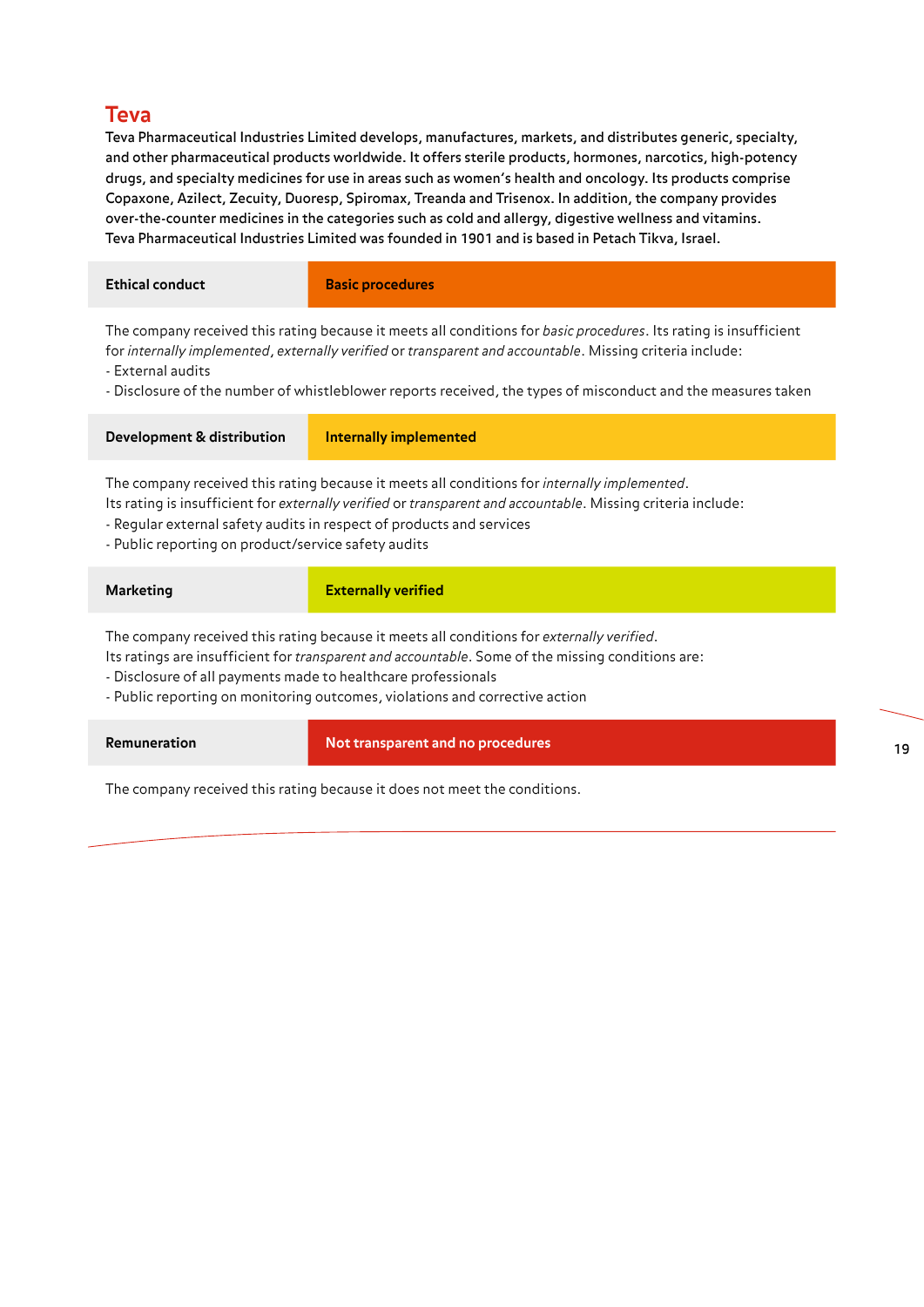## Teva

**Teva Pharmaceutical Industries Limited develops, manufactures, markets, and distributes generic, specialty, and other pharmaceutical products worldwide. It offers sterile products, hormones, narcotics, high-potency drugs, and specialty medicines for use in areas such as women's health and oncology. Its products comprise Copaxone, Azilect, Zecuity, Duoresp, Spiromax, Treanda and Trisenox. In addition, the company provides over-the-counter medicines in the categories such as cold and allergy, digestive wellness and vitamins. Teva Pharmaceutical Industries Limited was founded in 1901 and is based in Petach Tikva, Israel.**

| **Ethical conduct** | **Basic procedures** |
|---|---|

The company received this rating because it meets all conditions for *basic procedures*. Its rating is insufficient for *internally implemented*, *externally verified* or *transparent and accountable*. Missing criteria include:
- External audits
- Disclosure of the number of whistleblower reports received, the types of misconduct and the measures taken

| **Development & distribution** | **Internally implemented** |
|---|---|

The company received this rating because it meets all conditions for *internally implemented*.
Its rating is insufficient for *externally verified* or *transparent and accountable*. Missing criteria include:
- Regular external safety audits in respect of products and services
- Public reporting on product/service safety audits

| **Marketing** | **Externally verified** |
|---|---|

The company received this rating because it meets all conditions for *externally verified*.
Its ratings are insufficient for *transparent and accountable*. Some of the missing conditions are:
- Disclosure of all payments made to healthcare professionals
- Public reporting on monitoring outcomes, violations and corrective action

| **Remuneration** | **Not transparent and no procedures** |
|---|---|

The company received this rating because it does not meet the conditions.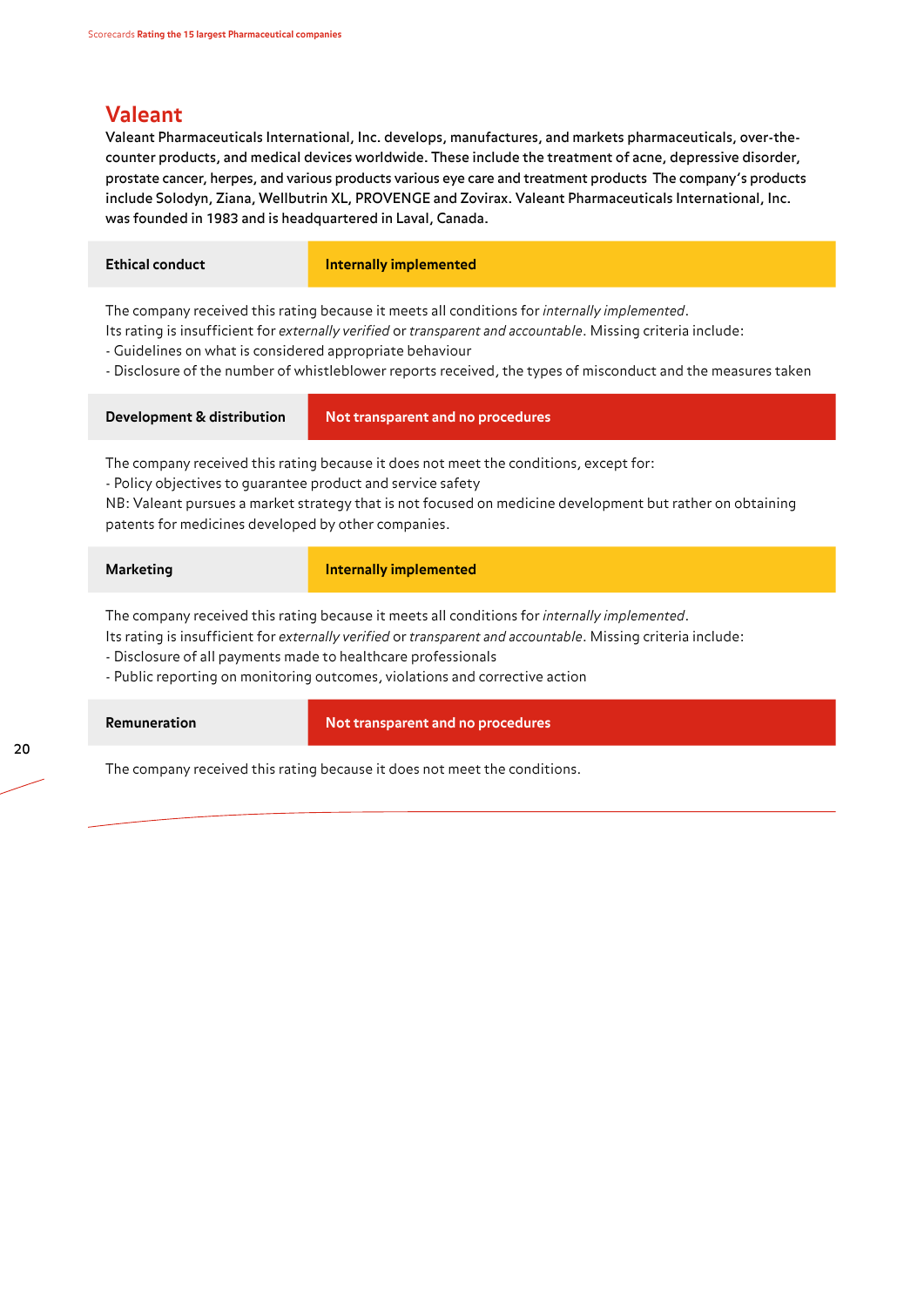## Valeant

Valeant Pharmaceuticals International, Inc. develops, manufactures, and markets pharmaceuticals, over-the-counter products, and medical devices worldwide. These include the treatment of acne, depressive disorder, prostate cancer, herpes, and various products various eye care and treatment products The company's products include Solodyn, Ziana, Wellbutrin XL, PROVENGE and Zovirax. Valeant Pharmaceuticals International, Inc. was founded in 1983 and is headquartered in Laval, Canada.

| | |
|---|---|
| **Ethical conduct** | **Internally implemented** |

The company received this rating because it meets all conditions for *internally implemented*.
Its rating is insufficient for *externally verified* or *transparent and accountable*. Missing criteria include:
- Guidelines on what is considered appropriate behaviour
- Disclosure of the number of whistleblower reports received, the types of misconduct and the measures taken

| | |
|---|---|
| **Development & distribution** | **Not transparent and no procedures** |

The company received this rating because it does not meet the conditions, except for:
- Policy objectives to guarantee product and service safety
NB: Valeant pursues a market strategy that is not focused on medicine development but rather on obtaining patents for medicines developed by other companies.

| | |
|---|---|
| **Marketing** | **Internally implemented** |

The company received this rating because it meets all conditions for *internally implemented*.
Its rating is insufficient for *externally verified* or *transparent and accountable*. Missing criteria include:
- Disclosure of all payments made to healthcare professionals
- Public reporting on monitoring outcomes, violations and corrective action

| | |
|---|---|
| **Remuneration** | **Not transparent and no procedures** |

The company received this rating because it does not meet the conditions.